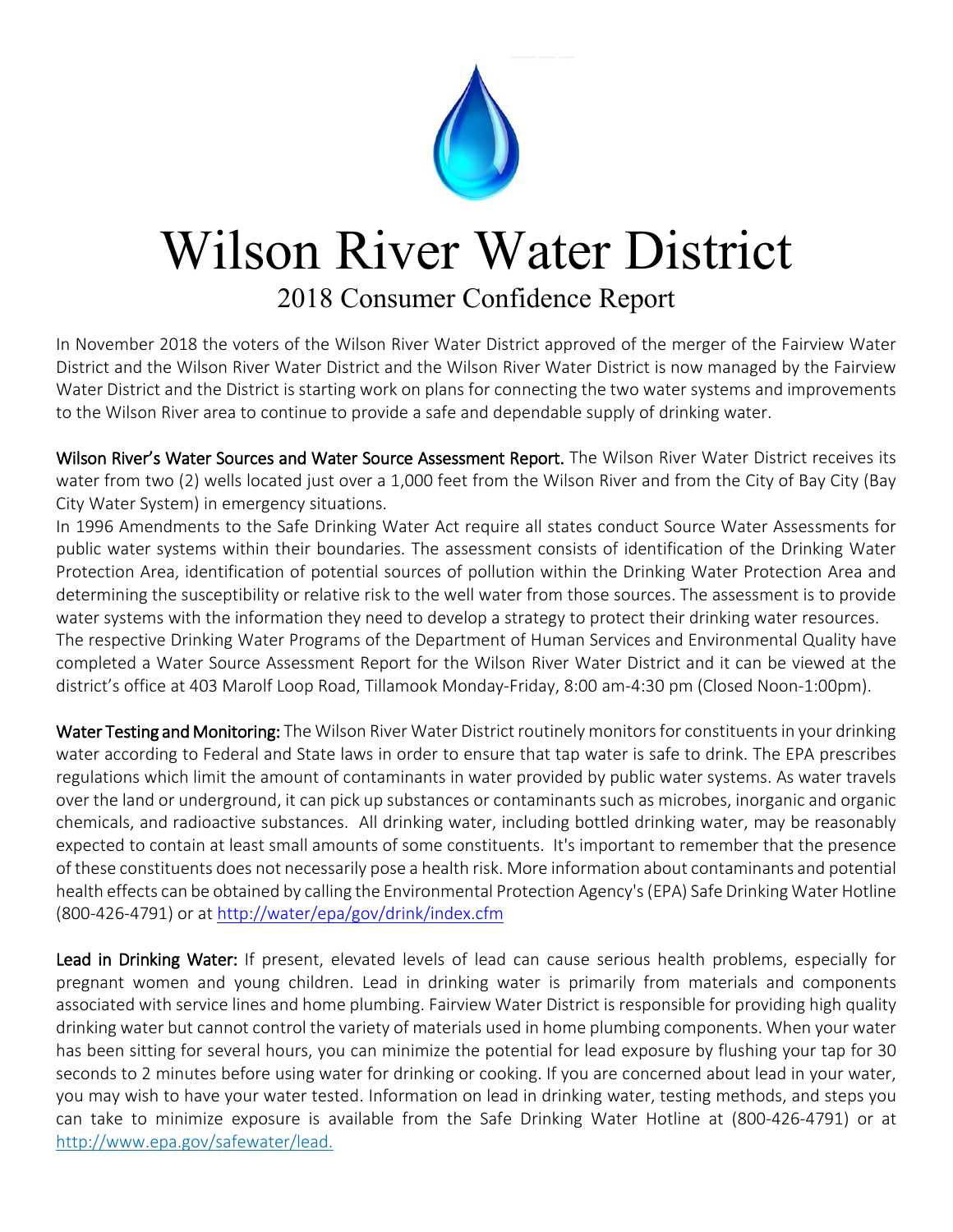# Wilson River Water District

## 2018 Consumer Confidence Report

In November 2018 the voters of the Wilson River Water District approved of the merger of the Fairview Water District and the Wilson River Water District and the Wilson River Water District is now managed by the Fairview Water District and the District is starting work on plans for connecting the two water systems and improvements to the Wilson River area to continue to provide a safe and dependable supply of drinking water.

**Wilson River's Water Sources and Water Source Assessment Report.** The Wilson River Water District receives its water from two (2) wells located just over a 1,000 feet from the Wilson River and from the City of Bay City (Bay City Water System) in emergency situations.

In 1996 Amendments to the Safe Drinking Water Act require all states conduct Source Water Assessments for public water systems within their boundaries. The assessment consists of identification of the Drinking Water Protection Area, identification of potential sources of pollution within the Drinking Water Protection Area and determining the susceptibility or relative risk to the well water from those sources. The assessment is to provide water systems with the information they need to develop a strategy to protect their drinking water resources.

The respective Drinking Water Programs of the Department of Human Services and Environmental Quality have completed a Water Source Assessment Report for the Wilson River Water District and it can be viewed at the district's office at 403 Marolf Loop Road, Tillamook Monday-Friday, 8:00 am-4:30 pm (Closed Noon-1:00pm).

**Water Testing and Monitoring:** The Wilson River Water District routinely monitors for constituents in your drinking water according to Federal and State laws in order to ensure that tap water is safe to drink. The EPA prescribes regulations which limit the amount of contaminants in water provided by public water systems. As water travels over the land or underground, it can pick up substances or contaminants such as microbes, inorganic and organic chemicals, and radioactive substances. All drinking water, including bottled drinking water, may be reasonably expected to contain at least small amounts of some constituents. It's important to remember that the presence of these constituents does not necessarily pose a health risk. More information about contaminants and potential health effects can be obtained by calling the Environmental Protection Agency's (EPA) Safe Drinking Water Hotline (800-426-4791) or at http://water/epa/gov/drink/index.cfm

**Lead in Drinking Water:** If present, elevated levels of lead can cause serious health problems, especially for pregnant women and young children. Lead in drinking water is primarily from materials and components associated with service lines and home plumbing. Fairview Water District is responsible for providing high quality drinking water but cannot control the variety of materials used in home plumbing components. When your water has been sitting for several hours, you can minimize the potential for lead exposure by flushing your tap for 30 seconds to 2 minutes before using water for drinking or cooking. If you are concerned about lead in your water, you may wish to have your water tested. Information on lead in drinking water, testing methods, and steps you can take to minimize exposure is available from the Safe Drinking Water Hotline at (800-426-4791) or at http://www.epa.gov/safewater/lead.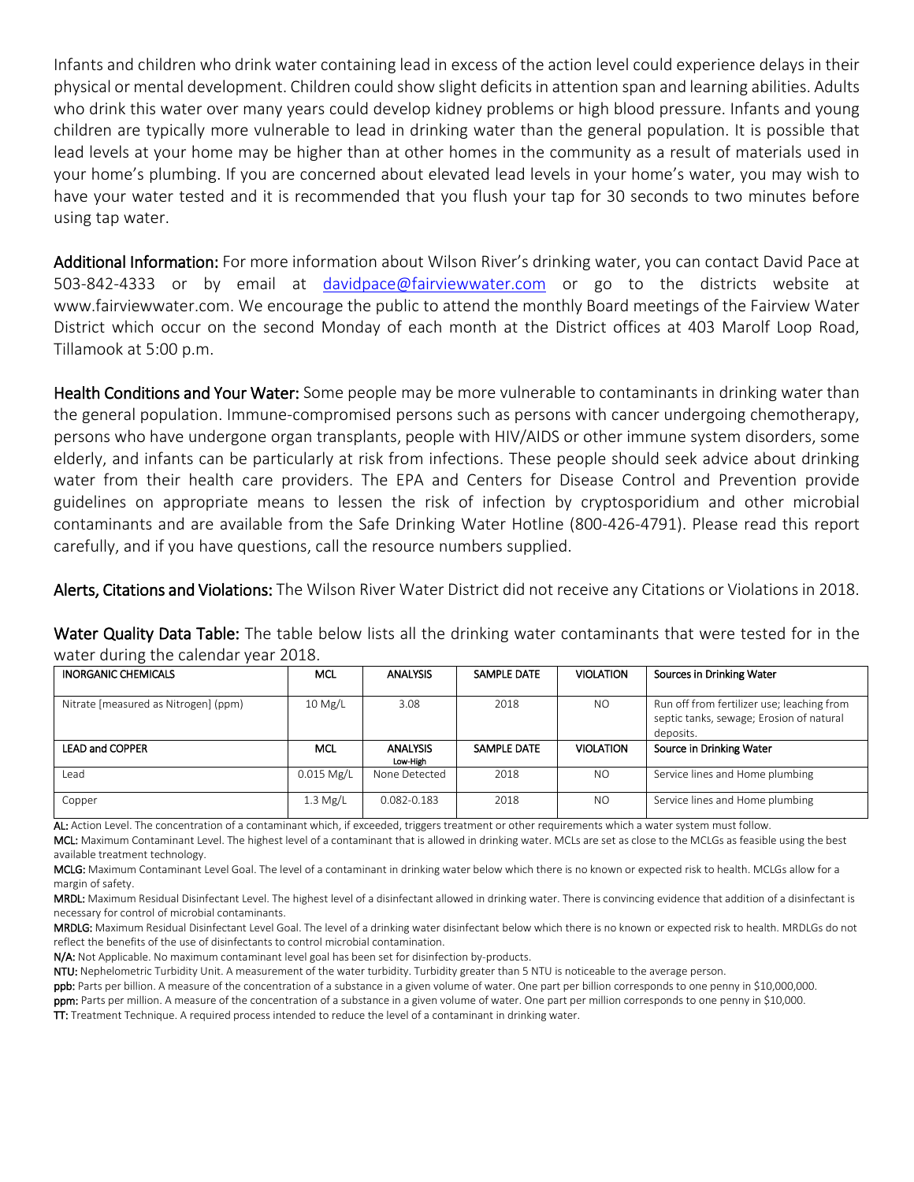Infants and children who drink water containing lead in excess of the action level could experience delays in their physical or mental development. Children could show slight deficits in attention span and learning abilities. Adults who drink this water over many years could develop kidney problems or high blood pressure. Infants and young children are typically more vulnerable to lead in drinking water than the general population. It is possible that lead levels at your home may be higher than at other homes in the community as a result of materials used in your home's plumbing. If you are concerned about elevated lead levels in your home's water, you may wish to have your water tested and it is recommended that you flush your tap for 30 seconds to two minutes before using tap water.

**Additional Information:** For more information about Wilson River's drinking water, you can contact David Pace at 503-842-4333 or by email at davidpace@fairviewwater.com or go to the districts website at www.fairviewwater.com. We encourage the public to attend the monthly Board meetings of the Fairview Water District which occur on the second Monday of each month at the District offices at 403 Marolf Loop Road, Tillamook at 5:00 p.m.

**Health Conditions and Your Water:** Some people may be more vulnerable to contaminants in drinking water than the general population. Immune-compromised persons such as persons with cancer undergoing chemotherapy, persons who have undergone organ transplants, people with HIV/AIDS or other immune system disorders, some elderly, and infants can be particularly at risk from infections. These people should seek advice about drinking water from their health care providers. The EPA and Centers for Disease Control and Prevention provide guidelines on appropriate means to lessen the risk of infection by cryptosporidium and other microbial contaminants and are available from the Safe Drinking Water Hotline (800-426-4791). Please read this report carefully, and if you have questions, call the resource numbers supplied.

**Alerts, Citations and Violations:** The Wilson River Water District did not receive any Citations or Violations in 2018.

**Water Quality Data Table:** The table below lists all the drinking water contaminants that were tested for in the water during the calendar year 2018.

| INORGANIC CHEMICALS | MCL | ANALYSIS | SAMPLE DATE | VIOLATION | Sources in Drinking Water |
|---|---|---|---|---|---|
| Nitrate [measured as Nitrogen] (ppm) | 10 Mg/L | 3.08 | 2018 | NO | Run off from fertilizer use; leaching from septic tanks, sewage; Erosion of natural deposits. |
| **LEAD and COPPER** | **MCL** | **ANALYSIS** Low-High | **SAMPLE DATE** | **VIOLATION** | **Source in Drinking Water** |
| Lead | 0.015 Mg/L | None Detected | 2018 | NO | Service lines and Home plumbing |
| Copper | 1.3 Mg/L | 0.082-0.183 | 2018 | NO | Service lines and Home plumbing |

**AL:** Action Level. The concentration of a contaminant which, if exceeded, triggers treatment or other requirements which a water system must follow.

**MCL:** Maximum Contaminant Level. The highest level of a contaminant that is allowed in drinking water. MCLs are set as close to the MCLGs as feasible using the best available treatment technology.

**MCLG:** Maximum Contaminant Level Goal. The level of a contaminant in drinking water below which there is no known or expected risk to health. MCLGs allow for a margin of safety.

**MRDL:** Maximum Residual Disinfectant Level. The highest level of a disinfectant allowed in drinking water. There is convincing evidence that addition of a disinfectant is necessary for control of microbial contaminants.

**MRDLG:** Maximum Residual Disinfectant Level Goal. The level of a drinking water disinfectant below which there is no known or expected risk to health. MRDLGs do not reflect the benefits of the use of disinfectants to control microbial contamination.

**N/A:** Not Applicable. No maximum contaminant level goal has been set for disinfection by-products.

**NTU:** Nephelometric Turbidity Unit. A measurement of the water turbidity. Turbidity greater than 5 NTU is noticeable to the average person.

**ppb:** Parts per billion. A measure of the concentration of a substance in a given volume of water. One part per billion corresponds to one penny in $10,000,000.

**ppm:** Parts per million. A measure of the concentration of a substance in a given volume of water. One part per million corresponds to one penny in $10,000.

**TT:** Treatment Technique. A required process intended to reduce the level of a contaminant in drinking water.